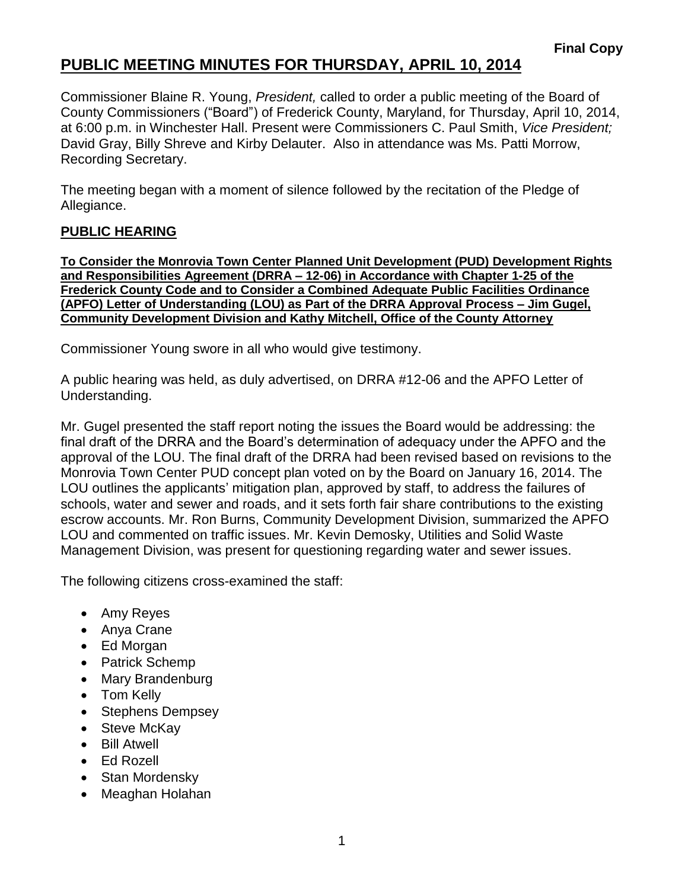**Final Copy**

# PUBLIC MEETING MINUTES FOR THURSDAY, APRIL 10, 2014

Commissioner Blaine R. Young, *President,* called to order a public meeting of the Board of County Commissioners ("Board") of Frederick County, Maryland, for Thursday, April 10, 2014, at 6:00 p.m. in Winchester Hall. Present were Commissioners C. Paul Smith, *Vice President;* David Gray, Billy Shreve and Kirby Delauter. Also in attendance was Ms. Patti Morrow, Recording Secretary.

The meeting began with a moment of silence followed by the recitation of the Pledge of Allegiance.

## PUBLIC HEARING

**To Consider the Monrovia Town Center Planned Unit Development (PUD) Development Rights and Responsibilities Agreement (DRRA – 12-06) in Accordance with Chapter 1-25 of the Frederick County Code and to Consider a Combined Adequate Public Facilities Ordinance (APFO) Letter of Understanding (LOU) as Part of the DRRA Approval Process – Jim Gugel, Community Development Division and Kathy Mitchell, Office of the County Attorney**

Commissioner Young swore in all who would give testimony.

A public hearing was held, as duly advertised, on DRRA #12-06 and the APFO Letter of Understanding.

Mr. Gugel presented the staff report noting the issues the Board would be addressing: the final draft of the DRRA and the Board's determination of adequacy under the APFO and the approval of the LOU. The final draft of the DRRA had been revised based on revisions to the Monrovia Town Center PUD concept plan voted on by the Board on January 16, 2014. The LOU outlines the applicants' mitigation plan, approved by staff, to address the failures of schools, water and sewer and roads, and it sets forth fair share contributions to the existing escrow accounts. Mr. Ron Burns, Community Development Division, summarized the APFO LOU and commented on traffic issues. Mr. Kevin Demosky, Utilities and Solid Waste Management Division, was present for questioning regarding water and sewer issues.

The following citizens cross-examined the staff:

- Amy Reyes
- Anya Crane
- Ed Morgan
- Patrick Schemp
- Mary Brandenburg
- Tom Kelly
- Stephens Dempsey
- Steve McKay
- Bill Atwell
- Ed Rozell
- Stan Mordensky
- Meaghan Holahan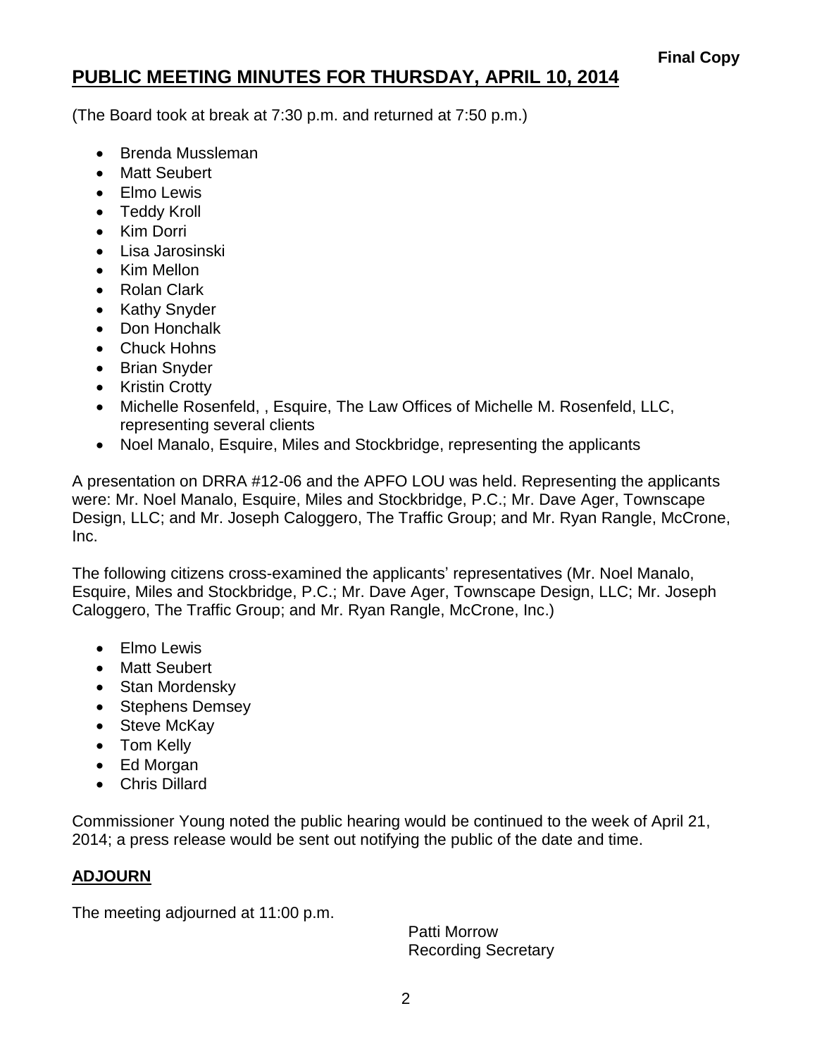**Final Copy**

# PUBLIC MEETING MINUTES FOR THURSDAY, APRIL 10, 2014

(The Board took at break at 7:30 p.m. and returned at 7:50 p.m.)

- Brenda Mussleman
- Matt Seubert
- Elmo Lewis
- Teddy Kroll
- Kim Dorri
- Lisa Jarosinski
- Kim Mellon
- Rolan Clark
- Kathy Snyder
- Don Honchalk
- Chuck Hohns
- Brian Snyder
- Kristin Crotty
- Michelle Rosenfeld, , Esquire, The Law Offices of Michelle M. Rosenfeld, LLC, representing several clients
- Noel Manalo, Esquire, Miles and Stockbridge, representing the applicants

A presentation on DRRA #12-06 and the APFO LOU was held. Representing the applicants were: Mr. Noel Manalo, Esquire, Miles and Stockbridge, P.C.; Mr. Dave Ager, Townscape Design, LLC; and Mr. Joseph Caloggero, The Traffic Group; and Mr. Ryan Rangle, McCrone, Inc.

The following citizens cross-examined the applicants' representatives (Mr. Noel Manalo, Esquire, Miles and Stockbridge, P.C.; Mr. Dave Ager, Townscape Design, LLC; Mr. Joseph Caloggero, The Traffic Group; and Mr. Ryan Rangle, McCrone, Inc.)

- Elmo Lewis
- Matt Seubert
- Stan Mordensky
- Stephens Demsey
- Steve McKay
- Tom Kelly
- Ed Morgan
- Chris Dillard

Commissioner Young noted the public hearing would be continued to the week of April 21, 2014; a press release would be sent out notifying the public of the date and time.

## ADJOURN

The meeting adjourned at 11:00 p.m.

Patti Morrow
Recording Secretary